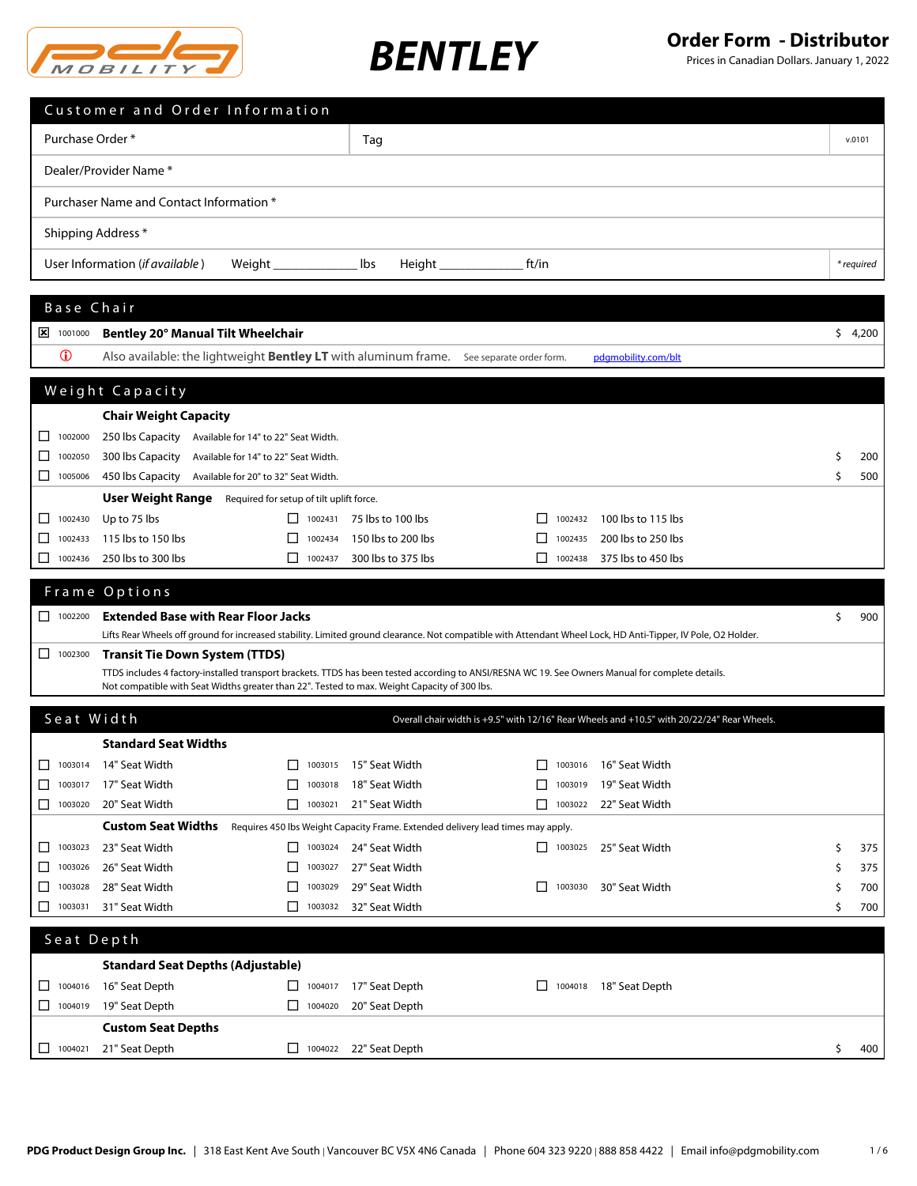# BENTLEY

## Order Form - Distributor

Prices in Canadian Dollars. January 1, 2022

## Customer and Order Information

| | | |
|---|---|---|
| Purchase Order * | Tag | v.0101 |
| Dealer/Provider Name * | | |
| Purchaser Name and Contact Information * | | |
| Shipping Address * | | |
| User Information (*if available*) Weight ____________ lbs Height ____________ ft/in | | *\* required* |

## Base Chair

| | Code | Item | Price |
|---|---|---|---|
| ☒ | 1001000 | **Bentley 20° Manual Tilt Wheelchair** | $ 4,200 |
| ⓘ | | Also available: the lightweight **Bentley LT** with aluminum frame. See separate order form. pdgmobility.com/blt | |

## Weight Capacity

**Chair Weight Capacity**

| | Code | Item | Notes | Price |
|---|---|---|---|---|
| ☐ | 1002000 | 250 lbs Capacity | Available for 14" to 22" Seat Width. | |
| ☐ | 1002050 | 300 lbs Capacity | Available for 14" to 22" Seat Width. | $ 200 |
| ☐ | 1005006 | 450 lbs Capacity | Available for 20" to 32" Seat Width. | $ 500 |

**User Weight Range** Required for setup of tilt uplift force.

| | Code | Item | | Code | Item | | Code | Item |
|---|---|---|---|---|---|---|---|---|
| ☐ | 1002430 | Up to 75 lbs | ☐ | 1002431 | 75 lbs to 100 lbs | ☐ | 1002432 | 100 lbs to 115 lbs |
| ☐ | 1002433 | 115 lbs to 150 lbs | ☐ | 1002434 | 150 lbs to 200 lbs | ☐ | 1002435 | 200 lbs to 250 lbs |
| ☐ | 1002436 | 250 lbs to 300 lbs | ☐ | 1002437 | 300 lbs to 375 lbs | ☐ | 1002438 | 375 lbs to 450 lbs |

## Frame Options

| | Code | Item | Price |
|---|---|---|---|
| ☐ | 1002200 | **Extended Base with Rear Floor Jacks**<br>Lifts Rear Wheels off ground for increased stability. Limited ground clearance. Not compatible with Attendant Wheel Lock, HD Anti-Tipper, IV Pole, O2 Holder. | $ 900 |
| ☐ | 1002300 | **Transit Tie Down System (TTDS)**<br>TTDS includes 4 factory-installed transport brackets. TTDS has been tested according to ANSI/RESNA WC 19. See Owners Manual for complete details.<br>Not compatible with Seat Widths greater than 22". Tested to max. Weight Capacity of 300 lbs. | |

## Seat Width

Overall chair width is +9.5" with 12/16" Rear Wheels and +10.5" with 20/22/24" Rear Wheels.

**Standard Seat Widths**

| | Code | Item | | Code | Item | | Code | Item | Price |
|---|---|---|---|---|---|---|---|---|---|
| ☐ | 1003014 | 14" Seat Width | ☐ | 1003015 | 15" Seat Width | ☐ | 1003016 | 16" Seat Width | |
| ☐ | 1003017 | 17" Seat Width | ☐ | 1003018 | 18" Seat Width | ☐ | 1003019 | 19" Seat Width | |
| ☐ | 1003020 | 20" Seat Width | ☐ | 1003021 | 21" Seat Width | ☐ | 1003022 | 22" Seat Width | |

**Custom Seat Widths** Requires 450 lbs Weight Capacity Frame. Extended delivery lead times may apply.

| | Code | Item | | Code | Item | | Code | Item | Price |
|---|---|---|---|---|---|---|---|---|---|
| ☐ | 1003023 | 23" Seat Width | ☐ | 1003024 | 24" Seat Width | ☐ | 1003025 | 25" Seat Width | $ 375 |
| ☐ | 1003026 | 26" Seat Width | ☐ | 1003027 | 27" Seat Width | | | | $ 375 |
| ☐ | 1003028 | 28" Seat Width | ☐ | 1003029 | 29" Seat Width | ☐ | 1003030 | 30" Seat Width | $ 700 |
| ☐ | 1003031 | 31" Seat Width | ☐ | 1003032 | 32" Seat Width | | | | $ 700 |

## Seat Depth

**Standard Seat Depths (Adjustable)**

| | Code | Item | | Code | Item | | Code | Item | Price |
|---|---|---|---|---|---|---|---|---|---|
| ☐ | 1004016 | 16" Seat Depth | ☐ | 1004017 | 17" Seat Depth | ☐ | 1004018 | 18" Seat Depth | |
| ☐ | 1004019 | 19" Seat Depth | ☐ | 1004020 | 20" Seat Depth | | | | |

**Custom Seat Depths**

| | Code | Item | | Code | Item | Price |
|---|---|---|---|---|---|---|
| ☐ | 1004021 | 21" Seat Depth | ☐ | 1004022 | 22" Seat Depth | $ 400 |

**PDG Product Design Group Inc.** | 318 East Kent Ave South | Vancouver BC V5X 4N6 Canada | Phone 604 323 9220 | 888 858 4422 | Email info@pdgmobility.com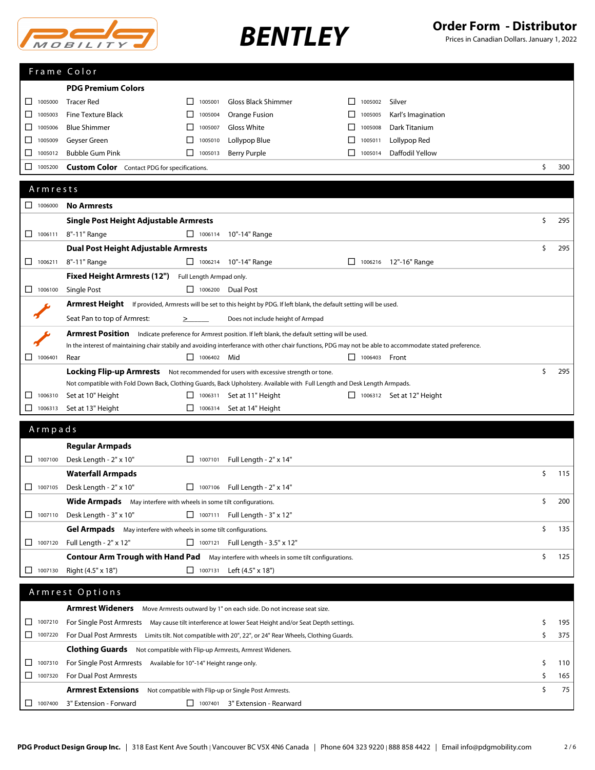**BENTLEY**

**Order Form - Distributor**
Prices in Canadian Dollars. January 1, 2022

## Frame Color

**PDG Premium Colors**

| Code | Color | Code | Color | Code | Color |
|---|---|---|---|---|---|
| ☐ 1005000 | Tracer Red | ☐ 1005001 | Gloss Black Shimmer | ☐ 1005002 | Silver |
| ☐ 1005003 | Fine Texture Black | ☐ 1005004 | Orange Fusion | ☐ 1005005 | Karl's Imagination |
| ☐ 1005006 | Blue Shimmer | ☐ 1005007 | Gloss White | ☐ 1005008 | Dark Titanium |
| ☐ 1005009 | Geyser Green | ☐ 1005010 | Lollypop Blue | ☐ 1005011 | Lollypop Red |
| ☐ 1005012 | Bubble Gum Pink | ☐ 1005013 | Berry Purple | ☐ 1005014 | Daffodil Yellow |

☐ 1005200 **Custom Color** Contact PDG for specifications. — $ 300

## Armrests

☐ 1006000 **No Armrests**

**Single Post Height Adjustable Armrests** — $ 295
- ☐ 1006111 8"-11" Range
- ☐ 1006114 10"-14" Range

**Dual Post Height Adjustable Armrests** — $ 295
- ☐ 1006211 8"-11" Range
- ☐ 1006214 10"-14" Range
- ☐ 1006216 12"-16" Range

**Fixed Height Armrests (12")** Full Length Armpad only.
- ☐ 1006100 Single Post
- ☐ 1006200 Dual Post

**Armrest Height** If provided, Armrests will be set to this height by PDG. If left blank, the default setting will be used.

Seat Pan to top of Armrest: ≥ ______ Does not include height of Armpad

**Armrest Position** Indicate preference for Armrest position. If left blank, the default setting will be used.
In the interest of maintaining chair stabily and avoiding interferance with other chair functions, PDG may not be able to accommodate stated preference.
- ☐ 1006401 Rear
- ☐ 1006402 Mid
- ☐ 1006403 Front

**Locking Flip-up Armrests** Not recommended for users with excessive strength or tone. — $ 295
Not compatible with Fold Down Back, Clothing Guards, Back Upholstery. Available with Full Length and Desk Length Armpads.
- ☐ 1006310 Set at 10" Height
- ☐ 1006311 Set at 11" Height
- ☐ 1006312 Set at 12" Height
- ☐ 1006313 Set at 13" Height
- ☐ 1006314 Set at 14" Height

## Armpads

**Regular Armpads**
- ☐ 1007100 Desk Length - 2" x 10"
- ☐ 1007101 Full Length - 2" x 14"

**Waterfall Armpads** — $ 115
- ☐ 1007105 Desk Length - 2" x 10"
- ☐ 1007106 Full Length - 2" x 14"

**Wide Armpads** May interfere with wheels in some tilt configurations. — $ 200
- ☐ 1007110 Desk Length - 3" x 10"
- ☐ 1007111 Full Length - 3" x 12"

**Gel Armpads** May interfere with wheels in some tilt configurations. — $ 135
- ☐ 1007120 Full Length - 2" x 12"
- ☐ 1007121 Full Length - 3.5" x 12"

**Contour Arm Trough with Hand Pad** May interfere with wheels in some tilt configurations. — $ 125
- ☐ 1007130 Right (4.5" x 18")
- ☐ 1007131 Left (4.5" x 18")

## Armrest Options

**Armrest Wideners** Move Armrests outward by 1" on each side. Do not increase seat size.
- ☐ 1007210 For Single Post Armrests May cause tilt interference at lower Seat Height and/or Seat Depth settings. — $ 195
- ☐ 1007220 For Dual Post Armrests Limits tilt. Not compatible with 20", 22", or 24" Rear Wheels, Clothing Guards. — $ 375

**Clothing Guards** Not compatible with Flip-up Armrests, Armrest Wideners.
- ☐ 1007310 For Single Post Armrests Available for 10"-14" Height range only. — $ 110
- ☐ 1007320 For Dual Post Armrests — $ 165

**Armrest Extensions** Not compatible with Flip-up or Single Post Armrests. — $ 75
- ☐ 1007400 3" Extension - Forward
- ☐ 1007401 3" Extension - Rearward

**PDG Product Design Group Inc.** | 318 East Kent Ave South | Vancouver BC V5X 4N6 Canada | Phone 604 323 9220 | 888 858 4422 | Email info@pdgmobility.com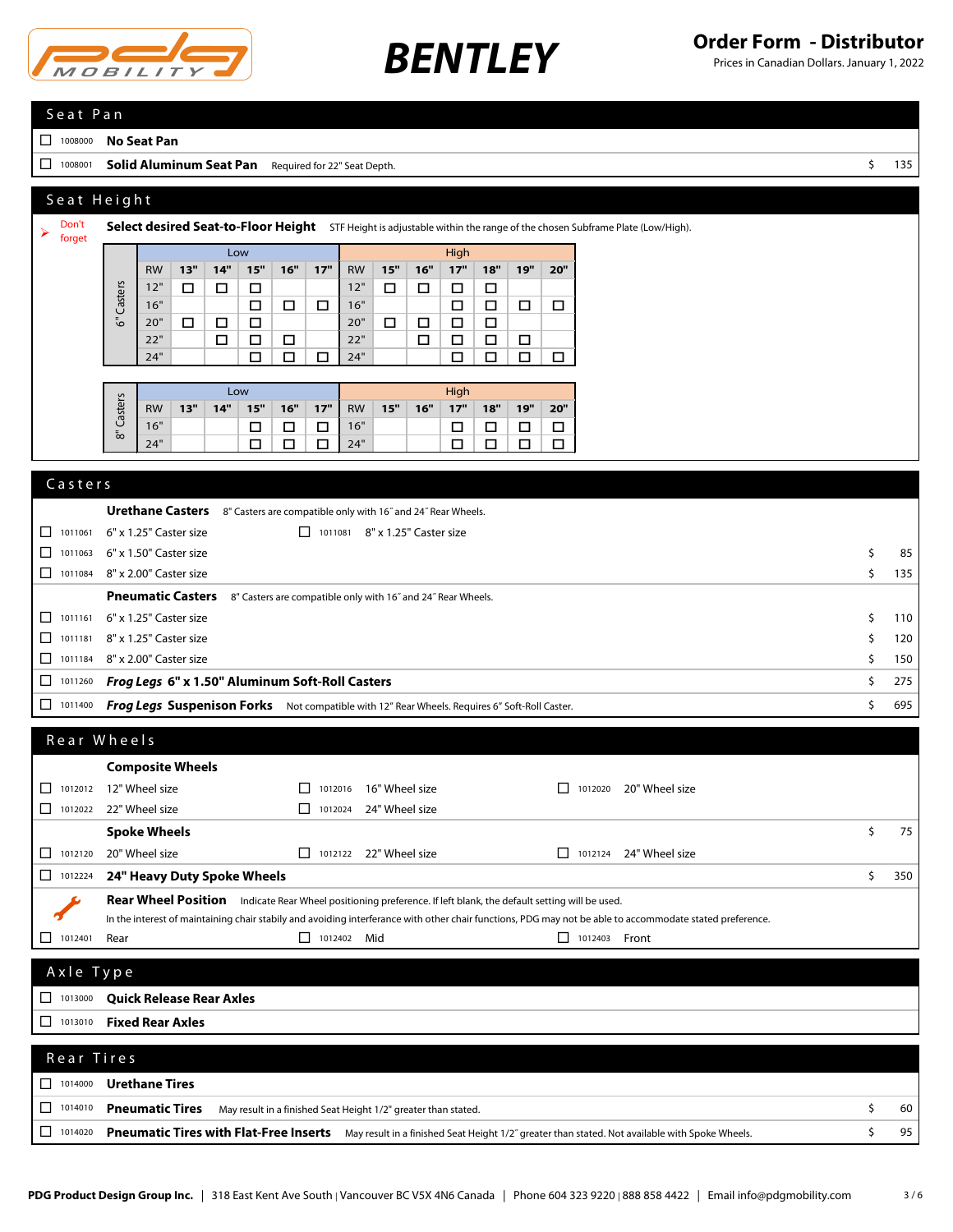# BENTLEY

## Order Form - Distributor

Prices in Canadian Dollars. January 1, 2022

## Seat Pan

| | Code | Item | Price |
|---|---|---|---|
| ☐ | 1008000 | **No Seat Pan** | |
| ☐ | 1008001 | **Solid Aluminum Seat Pan** Required for 22" Seat Depth. | $ 135 |

## Seat Height

➢ Don't forget **Select desired Seat-to-Floor Height** STF Height is adjustable within the range of the chosen Subframe Plate (Low/High).

**6" Casters**

| | Low | | | | | | High | | | | | | |
|---|---|---|---|---|---|---|---|---|---|---|---|---|---|
| RW | 13" | 14" | 15" | 16" | 17" | RW | 15" | 16" | 17" | 18" | 19" | 20" |
| 12" | ☐ | ☐ | ☐ | | | 12" | ☐ | ☐ | ☐ | ☐ | | |
| 16" | | | ☐ | ☐ | ☐ | 16" | | | ☐ | ☐ | ☐ | ☐ |
| 20" | ☐ | ☐ | ☐ | | | 20" | ☐ | ☐ | ☐ | ☐ | | |
| 22" | | ☐ | ☐ | ☐ | | 22" | | ☐ | ☐ | ☐ | ☐ | |
| 24" | | | ☐ | ☐ | ☐ | 24" | | | ☐ | ☐ | ☐ | ☐ |

**8" Casters**

| | Low | | | | | | High | | | | | | |
|---|---|---|---|---|---|---|---|---|---|---|---|---|---|
| RW | 13" | 14" | 15" | 16" | 17" | RW | 15" | 16" | 17" | 18" | 19" | 20" |
| 16" | | | ☐ | ☐ | ☐ | 16" | | | ☐ | ☐ | ☐ | ☐ |
| 24" | | | ☐ | ☐ | ☐ | 24" | | | ☐ | ☐ | ☐ | ☐ |

## Casters

**Urethane Casters** 8" Casters are compatible only with 16˝ and 24˝ Rear Wheels.

| | Code | Item | Price |
|---|---|---|---|
| ☐ | 1011061 | 6" x 1.25" Caster size | |
| ☐ | 1011081 | 8" x 1.25" Caster size | |
| ☐ | 1011063 | 6" x 1.50" Caster size | $ 85 |
| ☐ | 1011084 | 8" x 2.00" Caster size | $ 135 |

**Pneumatic Casters** 8" Casters are compatible only with 16˝ and 24˝ Rear Wheels.

| | Code | Item | Price |
|---|---|---|---|
| ☐ | 1011161 | 6" x 1.25" Caster size | $ 110 |
| ☐ | 1011181 | 8" x 1.25" Caster size | $ 120 |
| ☐ | 1011184 | 8" x 2.00" Caster size | $ 150 |
| ☐ | 1011260 | ***Frog Legs*** **6" x 1.50" Aluminum Soft-Roll Casters** | $ 275 |
| ☐ | 1011400 | ***Frog Legs*** **Suspenison Forks** Not compatible with 12" Rear Wheels. Requires 6" Soft-Roll Caster. | $ 695 |

## Rear Wheels

**Composite Wheels**

| | Code | Item | Price |
|---|---|---|---|
| ☐ | 1012012 | 12" Wheel size | |
| ☐ | 1012016 | 16" Wheel size | |
| ☐ | 1012020 | 20" Wheel size | |
| ☐ | 1012022 | 22" Wheel size | |
| ☐ | 1012024 | 24" Wheel size | |

**Spoke Wheels** — $ 75

| | Code | Item | Price |
|---|---|---|---|
| ☐ | 1012120 | 20" Wheel size | |
| ☐ | 1012122 | 22" Wheel size | |
| ☐ | 1012124 | 24" Wheel size | |
| ☐ | 1012224 | **24" Heavy Duty Spoke Wheels** | $ 350 |

**Rear Wheel Position** Indicate Rear Wheel positioning preference. If left blank, the default setting will be used.
In the interest of maintaining chair stabily and avoiding interferance with other chair functions, PDG may not be able to accommodate stated preference.

| | Code | Item |
|---|---|---|
| ☐ | 1012401 | Rear |
| ☐ | 1012402 | Mid |
| ☐ | 1012403 | Front |

## Axle Type

| | Code | Item |
|---|---|---|
| ☐ | 1013000 | **Quick Release Rear Axles** |
| ☐ | 1013010 | **Fixed Rear Axles** |

## Rear Tires

| | Code | Item | Price |
|---|---|---|---|
| ☐ | 1014000 | **Urethane Tires** | |
| ☐ | 1014010 | **Pneumatic Tires** May result in a finished Seat Height 1/2" greater than stated. | $ 60 |
| ☐ | 1014020 | **Pneumatic Tires with Flat-Free Inserts** May result in a finished Seat Height 1/2˝ greater than stated. Not available with Spoke Wheels. | $ 95 |

**PDG Product Design Group Inc.** | 318 East Kent Ave South | Vancouver BC V5X 4N6 Canada | Phone 604 323 9220 | 888 858 4422 | Email info@pdgmobility.com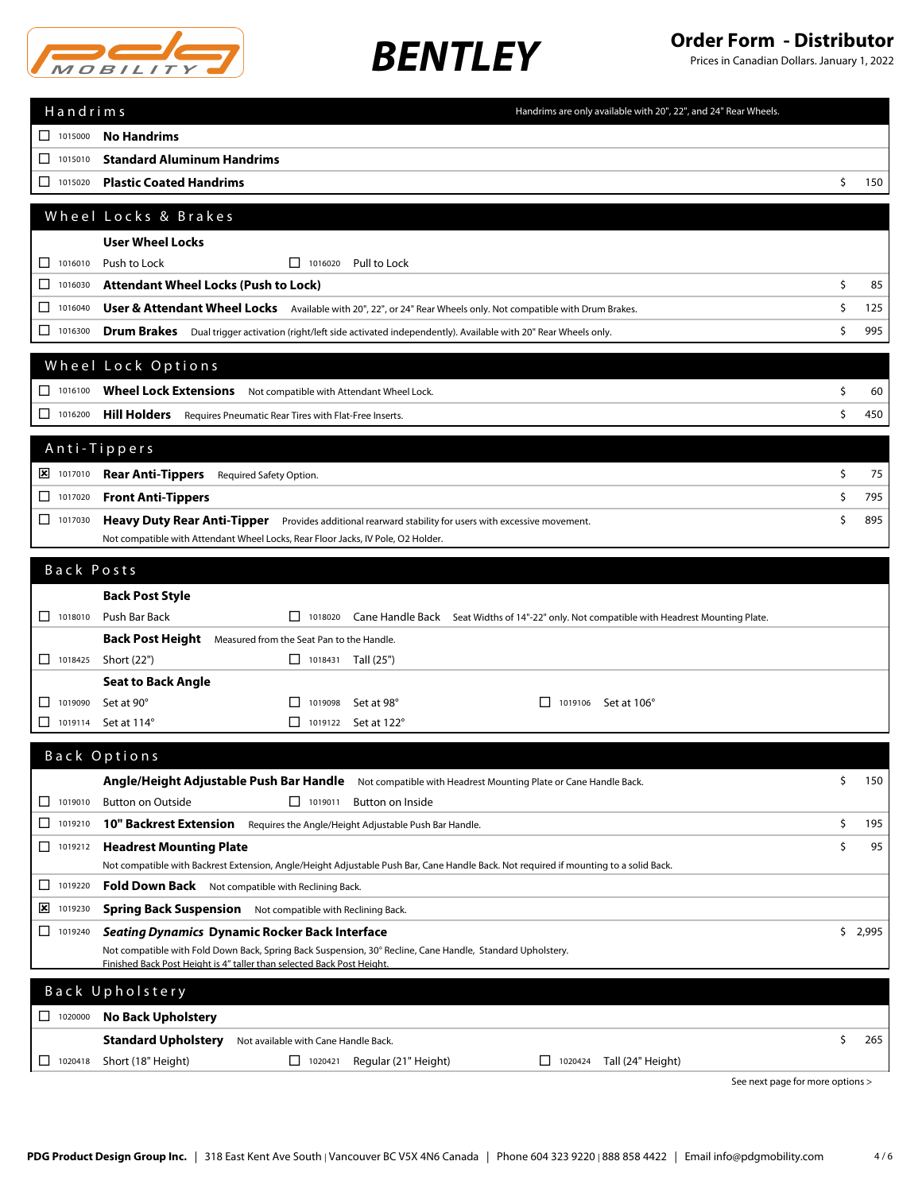# BENTLEY

**Order Form - Distributor**
Prices in Canadian Dollars. January 1, 2022

## Handrims

Handrims are only available with 20", 22", and 24" Rear Wheels.

| | Code | Option | Price |
|---|---|---|---|
| ☐ | 1015000 | **No Handrims** | |
| ☐ | 1015010 | **Standard Aluminum Handrims** | |
| ☐ | 1015020 | **Plastic Coated Handrims** | $ 150 |

## Wheel Locks & Brakes

| | Code | Option | Price |
|---|---|---|---|
| | | **User Wheel Locks** | |
| ☐ | 1016010 | Push to Lock / ☐ 1016020 Pull to Lock | |
| ☐ | 1016030 | **Attendant Wheel Locks (Push to Lock)** | $ 85 |
| ☐ | 1016040 | **User & Attendant Wheel Locks** Available with 20", 22", or 24" Rear Wheels only. Not compatible with Drum Brakes. | $ 125 |
| ☐ | 1016300 | **Drum Brakes** Dual trigger activation (right/left side activated independently). Available with 20" Rear Wheels only. | $ 995 |

## Wheel Lock Options

| | Code | Option | Price |
|---|---|---|---|
| ☐ | 1016100 | **Wheel Lock Extensions** Not compatible with Attendant Wheel Lock. | $ 60 |
| ☐ | 1016200 | **Hill Holders** Requires Pneumatic Rear Tires with Flat-Free Inserts. | $ 450 |

## Anti-Tippers

| | Code | Option | Price |
|---|---|---|---|
| ☒ | 1017010 | **Rear Anti-Tippers** Required Safety Option. | $ 75 |
| ☐ | 1017020 | **Front Anti-Tippers** | $ 795 |
| ☐ | 1017030 | **Heavy Duty Rear Anti-Tipper** Provides additional rearward stability for users with excessive movement. Not compatible with Attendant Wheel Locks, Rear Floor Jacks, IV Pole, O2 Holder. | $ 895 |

## Back Posts

**Back Post Style**

- ☐ 1018010 Push Bar Back
- ☐ 1018020 Cane Handle Back — Seat Widths of 14"-22" only. Not compatible with Headrest Mounting Plate.

**Back Post Height** Measured from the Seat Pan to the Handle.

- ☐ 1018425 Short (22")
- ☐ 1018431 Tall (25")

**Seat to Back Angle**

- ☐ 1019090 Set at 90°
- ☐ 1019098 Set at 98°
- ☐ 1019106 Set at 106°
- ☐ 1019114 Set at 114°
- ☐ 1019122 Set at 122°

## Back Options

| | Code | Option | Price |
|---|---|---|---|
| | | **Angle/Height Adjustable Push Bar Handle** Not compatible with Headrest Mounting Plate or Cane Handle Back. | $ 150 |
| ☐ | 1019010 | Button on Outside / ☐ 1019011 Button on Inside | |
| ☐ | 1019210 | **10" Backrest Extension** Requires the Angle/Height Adjustable Push Bar Handle. | $ 195 |
| ☐ | 1019212 | **Headrest Mounting Plate** Not compatible with Backrest Extension, Angle/Height Adjustable Push Bar, Cane Handle Back. Not required if mounting to a solid Back. | $ 95 |
| ☐ | 1019220 | **Fold Down Back** Not compatible with Reclining Back. | |
| ☒ | 1019230 | **Spring Back Suspension** Not compatible with Reclining Back. | |
| ☐ | 1019240 | ***Seating Dynamics* Dynamic Rocker Back Interface** Not compatible with Fold Down Back, Spring Back Suspension, 30° Recline, Cane Handle, Standard Upholstery. Finished Back Post Height is 4" taller than selected Back Post Height. | $ 2,995 |

## Back Upholstery

| | Code | Option | Price |
|---|---|---|---|
| ☐ | 1020000 | **No Back Upholstery** | |
| | | **Standard Upholstery** Not available with Cane Handle Back. | $ 265 |
| ☐ | 1020418 | Short (18" Height) / ☐ 1020421 Regular (21" Height) / ☐ 1020424 Tall (24" Height) | |

See next page for more options >

PDG Product Design Group Inc. | 318 East Kent Ave South | Vancouver BC V5X 4N6 Canada | Phone 604 323 9220 | 888 858 4422 | Email info@pdgmobility.com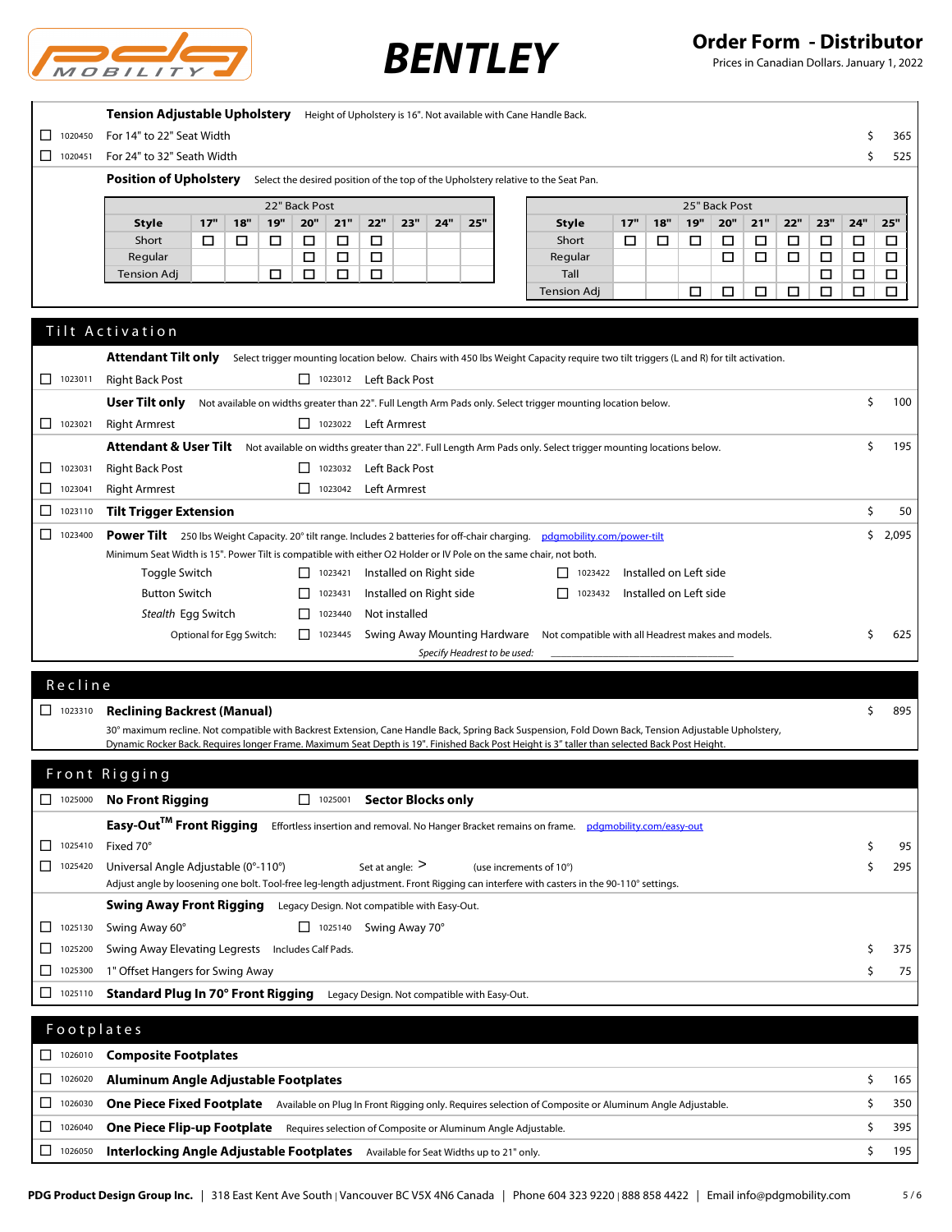BENTLEY

**Order Form - Distributor**
Prices in Canadian Dollars. January 1, 2022

**Tension Adjustable Upholstery** Height of Upholstery is 16". Not available with Cane Handle Back.

| | Code | Item | | Price |
|---|---|---|---|---|
| ☐ | 1020450 | For 14" to 22" Seat Width | $ | 365 |
| ☐ | 1020451 | For 24" to 32" Seath Width | $ | 525 |

**Position of Upholstery** Select the desired position of the top of the Upholstery relative to the Seat Pan.

| 22" Back Post | | | | | | | | | |
|---|---|---|---|---|---|---|---|---|---|
| Style | 17" | 18" | 19" | 20" | 21" | 22" | 23" | 24" | 25" |
| Short | ☐ | ☐ | ☐ | ☐ | ☐ | ☐ | | | |
| Regular | | | | ☐ | ☐ | ☐ | | | |
| Tension Adj | | | ☐ | ☐ | ☐ | ☐ | | | |

| 25" Back Post | | | | | | | | | |
|---|---|---|---|---|---|---|---|---|---|
| Style | 17" | 18" | 19" | 20" | 21" | 22" | 23" | 24" | 25" |
| Short | ☐ | ☐ | ☐ | ☐ | ☐ | ☐ | ☐ | ☐ | ☐ |
| Regular | | | | ☐ | ☐ | ☐ | ☐ | ☐ | ☐ |
| Tall | | | | | | | ☐ | ☐ | ☐ |
| Tension Adj | | | ☐ | ☐ | ☐ | ☐ | ☐ | ☐ | ☐ |

## Tilt Activation

**Attendant Tilt only** Select trigger mounting location below. Chairs with 450 lbs Weight Capacity require two tilt triggers (L and R) for tilt activation.

- ☐ 1023011 Right Back Post
- ☐ 1023012 Left Back Post

**User Tilt only** Not available on widths greater than 22". Full Length Arm Pads only. Select trigger mounting location below. — $ 100

- ☐ 1023021 Right Armrest
- ☐ 1023022 Left Armrest

**Attendant & User Tilt** Not available on widths greater than 22". Full Length Arm Pads only. Select trigger mounting locations below. — $ 195

- ☐ 1023031 Right Back Post
- ☐ 1023032 Left Back Post
- ☐ 1023041 Right Armrest
- ☐ 1023042 Left Armrest

☐ 1023110 **Tilt Trigger Extension** — $ 50

☐ 1023400 **Power Tilt** 250 lbs Weight Capacity. 20° tilt range. Includes 2 batteries for off-chair charging. pdgmobility.com/power-tilt — $ 2,095

Minimum Seat Width is 15". Power Tilt is compatible with either O2 Holder or IV Pole on the same chair, not both.

- Toggle Switch: ☐ 1023421 Installed on Right side ☐ 1023422 Installed on Left side
- Button Switch: ☐ 1023431 Installed on Right side ☐ 1023432 Installed on Left side
- *Stealth* Egg Switch: ☐ 1023440 Not installed
- Optional for Egg Switch: ☐ 1023445 Swing Away Mounting Hardware Not compatible with all Headrest makes and models. — $ 625

*Specify Headrest to be used:* ____________________

## Recline

☐ 1023310 **Reclining Backrest (Manual)** — $ 895

30° maximum recline. Not compatible with Backrest Extension, Cane Handle Back, Spring Back Suspension, Fold Down Back, Tension Adjustable Upholstery, Dynamic Rocker Back. Requires longer Frame. Maximum Seat Depth is 19". Finished Back Post Height is 3" taller than selected Back Post Height.

## Front Rigging

☐ 1025000 **No Front Rigging** ☐ 1025001 **Sector Blocks only**

**Easy-Out™ Front Rigging** Effortless insertion and removal. No Hanger Bracket remains on frame. pdgmobility.com/easy-out

| | Code | Item | | Price |
|---|---|---|---|---|
| ☐ | 1025410 | Fixed 70° | $ | 95 |
| ☐ | 1025420 | Universal Angle Adjustable (0°-110°) Set at angle: > (use increments of 10°) | $ | 295 |

Adjust angle by loosening one bolt. Tool-free leg-length adjustment. Front Rigging can interfere with casters in the 90-110° settings.

**Swing Away Front Rigging** Legacy Design. Not compatible with Easy-Out.

| | Code | Item | | Price |
|---|---|---|---|---|
| ☐ | 1025130 | Swing Away 60° ☐ 1025140 Swing Away 70° | | |
| ☐ | 1025200 | Swing Away Elevating Legrests Includes Calf Pads. | $ | 375 |
| ☐ | 1025300 | 1" Offset Hangers for Swing Away | $ | 75 |
| ☐ | 1025110 | **Standard Plug In 70° Front Rigging** Legacy Design. Not compatible with Easy-Out. | | |

## Footplates

| | Code | Item | | Price |
|---|---|---|---|---|
| ☐ | 1026010 | **Composite Footplates** | | |
| ☐ | 1026020 | **Aluminum Angle Adjustable Footplates** | $ | 165 |
| ☐ | 1026030 | **One Piece Fixed Footplate** Available on Plug In Front Rigging only. Requires selection of Composite or Aluminum Angle Adjustable. | $ | 350 |
| ☐ | 1026040 | **One Piece Flip-up Footplate** Requires selection of Composite or Aluminum Angle Adjustable. | $ | 395 |
| ☐ | 1026050 | **Interlocking Angle Adjustable Footplates** Available for Seat Widths up to 21" only. | $ | 195 |

**PDG Product Design Group Inc.** | 318 East Kent Ave South | Vancouver BC V5X 4N6 Canada | Phone 604 323 9220 | 888 858 4422 | Email info@pdgmobility.com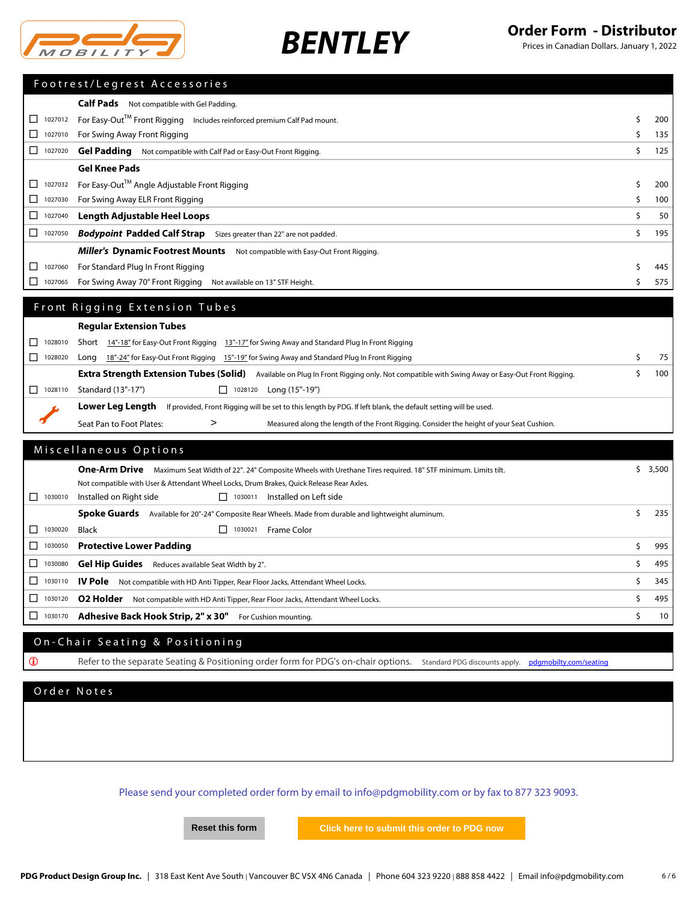**BENTLEY**

**Order Form - Distributor**
Prices in Canadian Dollars. January 1, 2022

## Footrest/Legrest Accessories

| | | | |
|---|---|---|---|
| | | **Calf Pads** Not compatible with Gel Padding. | |
| ☐ | 1027012 | For Easy-Out™ Front Rigging Includes reinforced premium Calf Pad mount. | $ 200 |
| ☐ | 1027010 | For Swing Away Front Rigging | $ 135 |
| ☐ | 1027020 | **Gel Padding** Not compatible with Calf Pad or Easy-Out Front Rigging. | $ 125 |
| | | **Gel Knee Pads** | |
| ☐ | 1027032 | For Easy-Out™ Angle Adjustable Front Rigging | $ 200 |
| ☐ | 1027030 | For Swing Away ELR Front Rigging | $ 100 |
| ☐ | 1027040 | **Length Adjustable Heel Loops** | $ 50 |
| ☐ | 1027050 | ***Bodypoint* Padded Calf Strap** Sizes greater than 22" are not padded. | $ 195 |
| | | ***Miller's* Dynamic Footrest Mounts** Not compatible with Easy-Out Front Rigging. | |
| ☐ | 1027060 | For Standard Plug In Front Rigging | $ 445 |
| ☐ | 1027065 | For Swing Away 70° Front Rigging Not available on 13" STF Height. | $ 575 |

## Front Rigging Extension Tubes

| | | | |
|---|---|---|---|
| | | **Regular Extension Tubes** | |
| ☐ | 1028010 | Short 14"-18" for Easy-Out Front Rigging 13"-17" for Swing Away and Standard Plug In Front Rigging | |
| ☐ | 1028020 | Long 18"-24" for Easy-Out Front Rigging 15"-19" for Swing Away and Standard Plug In Front Rigging | $ 75 |
| | | **Extra Strength Extension Tubes (Solid)** Available on Plug In Front Rigging only. Not compatible with Swing Away or Easy-Out Front Rigging. | $ 100 |
| ☐ | 1028110 | Standard (13"-17") ☐ 1028120 Long (15"-19") | |
| | | **Lower Leg Length** If provided, Front Rigging will be set to this length by PDG. If left blank, the default setting will be used. | |
| | | Seat Pan to Foot Plates: > Measured along the length of the Front Rigging. Consider the height of your Seat Cushion. | |

## Miscellaneous Options

| | | | |
|---|---|---|---|
| | | **One-Arm Drive** Maximum Seat Width of 22". 24" Composite Wheels with Urethane Tires required. 18" STF minimum. Limits tilt. Not compatible with User & Attendant Wheel Locks, Drum Brakes, Quick Release Rear Axles. | $ 3,500 |
| ☐ | 1030010 | Installed on Right side ☐ 1030011 Installed on Left side | |
| | | **Spoke Guards** Available for 20"-24" Composite Rear Wheels. Made from durable and lightweight aluminum. | $ 235 |
| ☐ | 1030020 | Black ☐ 1030021 Frame Color | |
| ☐ | 1030050 | **Protective Lower Padding** | $ 995 |
| ☐ | 1030080 | **Gel Hip Guides** Reduces available Seat Width by 2". | $ 495 |
| ☐ | 1030110 | **IV Pole** Not compatible with HD Anti Tipper, Rear Floor Jacks, Attendant Wheel Locks. | $ 345 |
| ☐ | 1030120 | **O2 Holder** Not compatible with HD Anti Tipper, Rear Floor Jacks, Attendant Wheel Locks. | $ 495 |
| ☐ | 1030170 | **Adhesive Back Hook Strip, 2" x 30"** For Cushion mounting. | $ 10 |

## On-Chair Seating & Positioning

Refer to the separate Seating & Positioning order form for PDG's on-chair options. Standard PDG discounts apply. pdgmobilty.com/seating

## Order Notes

Please send your completed order form by email to info@pdgmobility.com or by fax to 877 323 9093.

Reset this form | Click here to submit this order to PDG now

**PDG Product Design Group Inc.** | 318 East Kent Ave South | Vancouver BC V5X 4N6 Canada | Phone 604 323 9220 | 888 858 4422 | Email info@pdgmobility.com